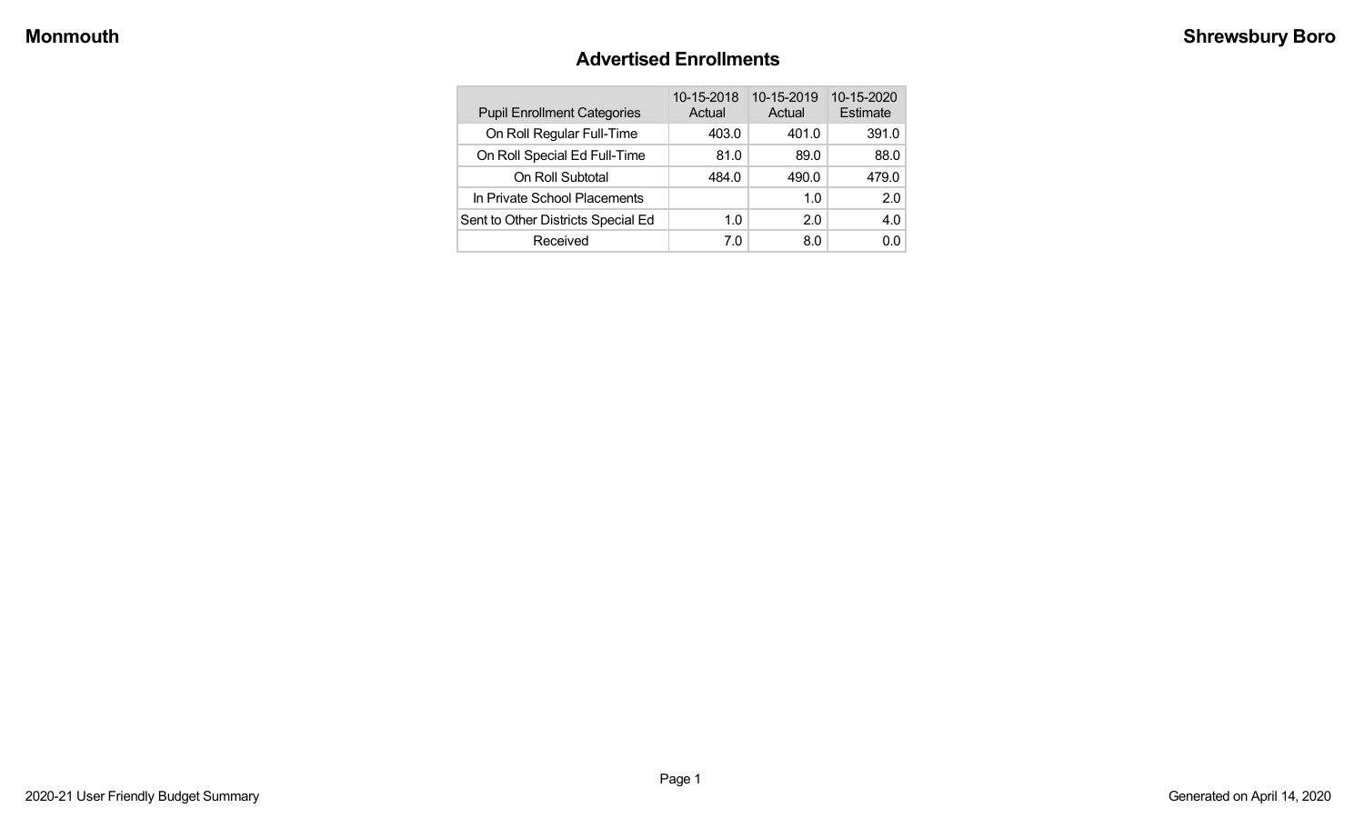Monmouth

Shrewsbury Boro

## Advertised Enrollments

| Pupil Enrollment Categories | 10-15-2018 Actual | 10-15-2019 Actual | 10-15-2020 Estimate |
|---|---|---|---|
| On Roll Regular Full-Time | 403.0 | 401.0 | 391.0 |
| On Roll Special Ed Full-Time | 81.0 | 89.0 | 88.0 |
| On Roll Subtotal | 484.0 | 490.0 | 479.0 |
| In Private School Placements | | 1.0 | 2.0 |
| Sent to Other Districts Special Ed | 1.0 | 2.0 | 4.0 |
| Received | 7.0 | 8.0 | 0.0 |

2020-21 User Friendly Budget Summary

Generated on April 14, 2020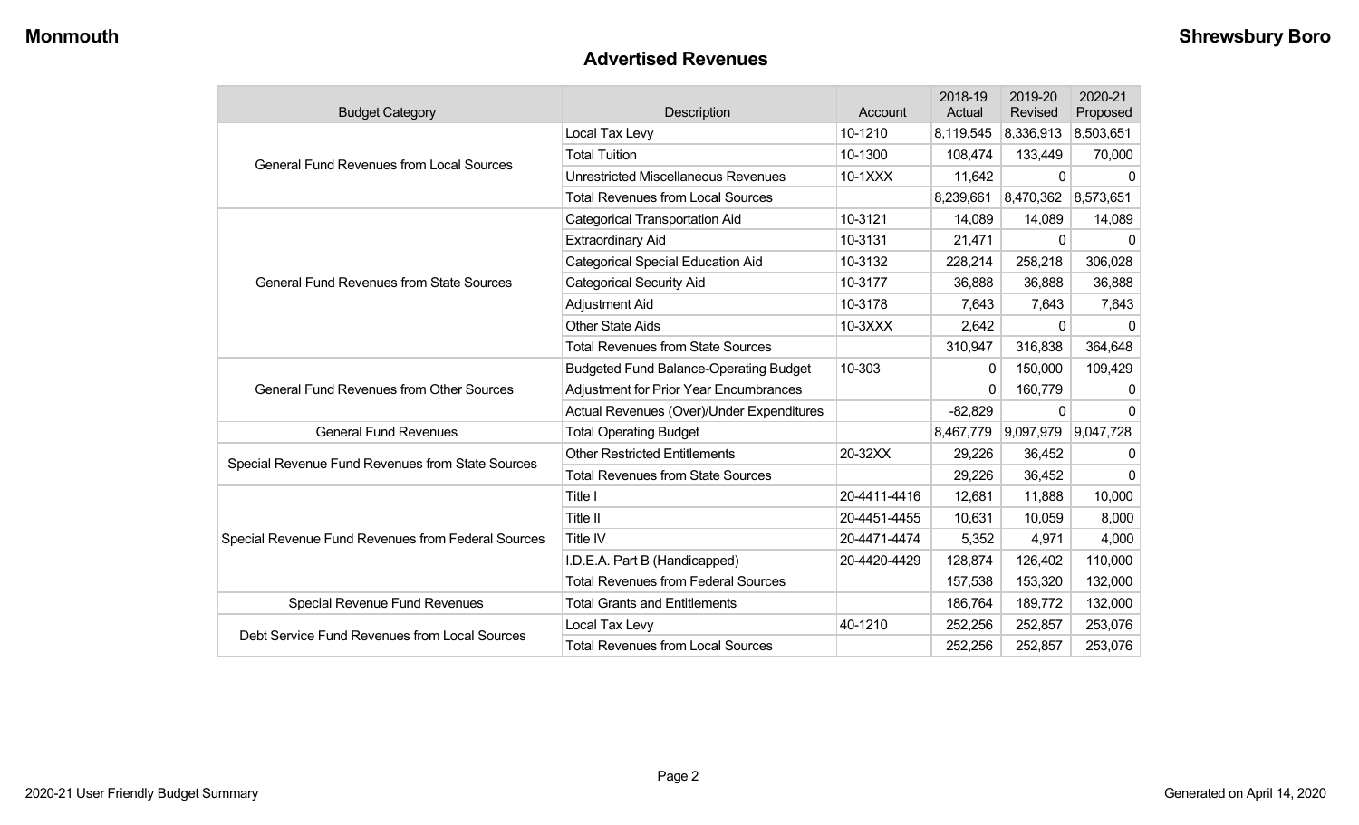## Advertised Revenues

| Budget Category | Description | Account | 2018-19 Actual | 2019-20 Revised | 2020-21 Proposed |
|---|---|---|---|---|---|
| General Fund Revenues from Local Sources | Local Tax Levy | 10-1210 | 8,119,545 | 8,336,913 | 8,503,651 |
| | Total Tuition | 10-1300 | 108,474 | 133,449 | 70,000 |
| | Unrestricted Miscellaneous Revenues | 10-1XXX | 11,642 | 0 | 0 |
| | Total Revenues from Local Sources | | 8,239,661 | 8,470,362 | 8,573,651 |
| General Fund Revenues from State Sources | Categorical Transportation Aid | 10-3121 | 14,089 | 14,089 | 14,089 |
| | Extraordinary Aid | 10-3131 | 21,471 | 0 | 0 |
| | Categorical Special Education Aid | 10-3132 | 228,214 | 258,218 | 306,028 |
| | Categorical Security Aid | 10-3177 | 36,888 | 36,888 | 36,888 |
| | Adjustment Aid | 10-3178 | 7,643 | 7,643 | 7,643 |
| | Other State Aids | 10-3XXX | 2,642 | 0 | 0 |
| | Total Revenues from State Sources | | 310,947 | 316,838 | 364,648 |
| General Fund Revenues from Other Sources | Budgeted Fund Balance-Operating Budget | 10-303 | 0 | 150,000 | 109,429 |
| | Adjustment for Prior Year Encumbrances | | 0 | 160,779 | 0 |
| | Actual Revenues (Over)/Under Expenditures | | -82,829 | 0 | 0 |
| General Fund Revenues | Total Operating Budget | | 8,467,779 | 9,097,979 | 9,047,728 |
| Special Revenue Fund Revenues from State Sources | Other Restricted Entitlements | 20-32XX | 29,226 | 36,452 | 0 |
| | Total Revenues from State Sources | | 29,226 | 36,452 | 0 |
| Special Revenue Fund Revenues from Federal Sources | Title I | 20-4411-4416 | 12,681 | 11,888 | 10,000 |
| | Title II | 20-4451-4455 | 10,631 | 10,059 | 8,000 |
| | Title IV | 20-4471-4474 | 5,352 | 4,971 | 4,000 |
| | I.D.E.A. Part B (Handicapped) | 20-4420-4429 | 128,874 | 126,402 | 110,000 |
| | Total Revenues from Federal Sources | | 157,538 | 153,320 | 132,000 |
| Special Revenue Fund Revenues | Total Grants and Entitlements | | 186,764 | 189,772 | 132,000 |
| Debt Service Fund Revenues from Local Sources | Local Tax Levy | 40-1210 | 252,256 | 252,857 | 253,076 |
| | Total Revenues from Local Sources | | 252,256 | 252,857 | 253,076 |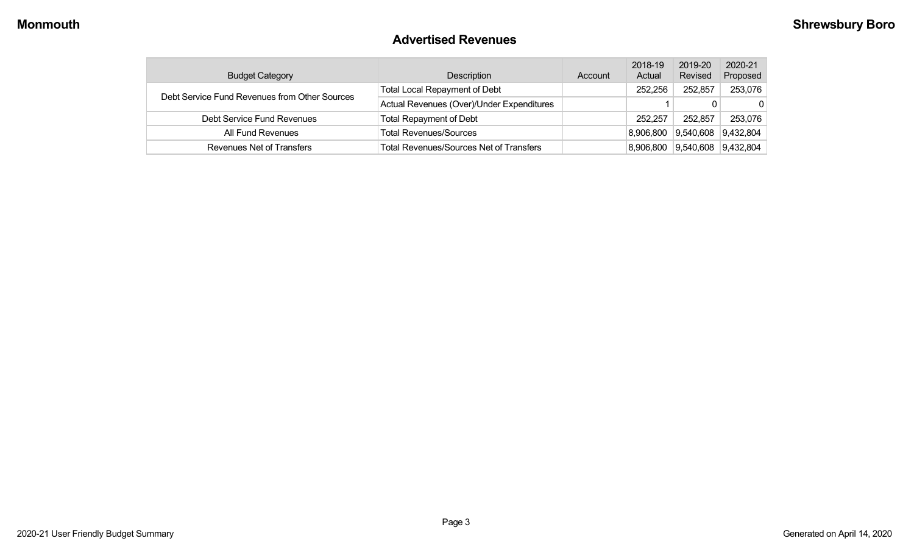## Advertised Revenues

| Budget Category | Description | Account | 2018-19 Actual | 2019-20 Revised | 2020-21 Proposed |
|---|---|---|---|---|---|
| Debt Service Fund Revenues from Other Sources | Total Local Repayment of Debt | | 252,256 | 252,857 | 253,076 |
| | Actual Revenues (Over)/Under Expenditures | | 1 | 0 | 0 |
| Debt Service Fund Revenues | Total Repayment of Debt | | 252,257 | 252,857 | 253,076 |
| All Fund Revenues | Total Revenues/Sources | | 8,906,800 | 9,540,608 | 9,432,804 |
| Revenues Net of Transfers | Total Revenues/Sources Net of Transfers | | 8,906,800 | 9,540,608 | 9,432,804 |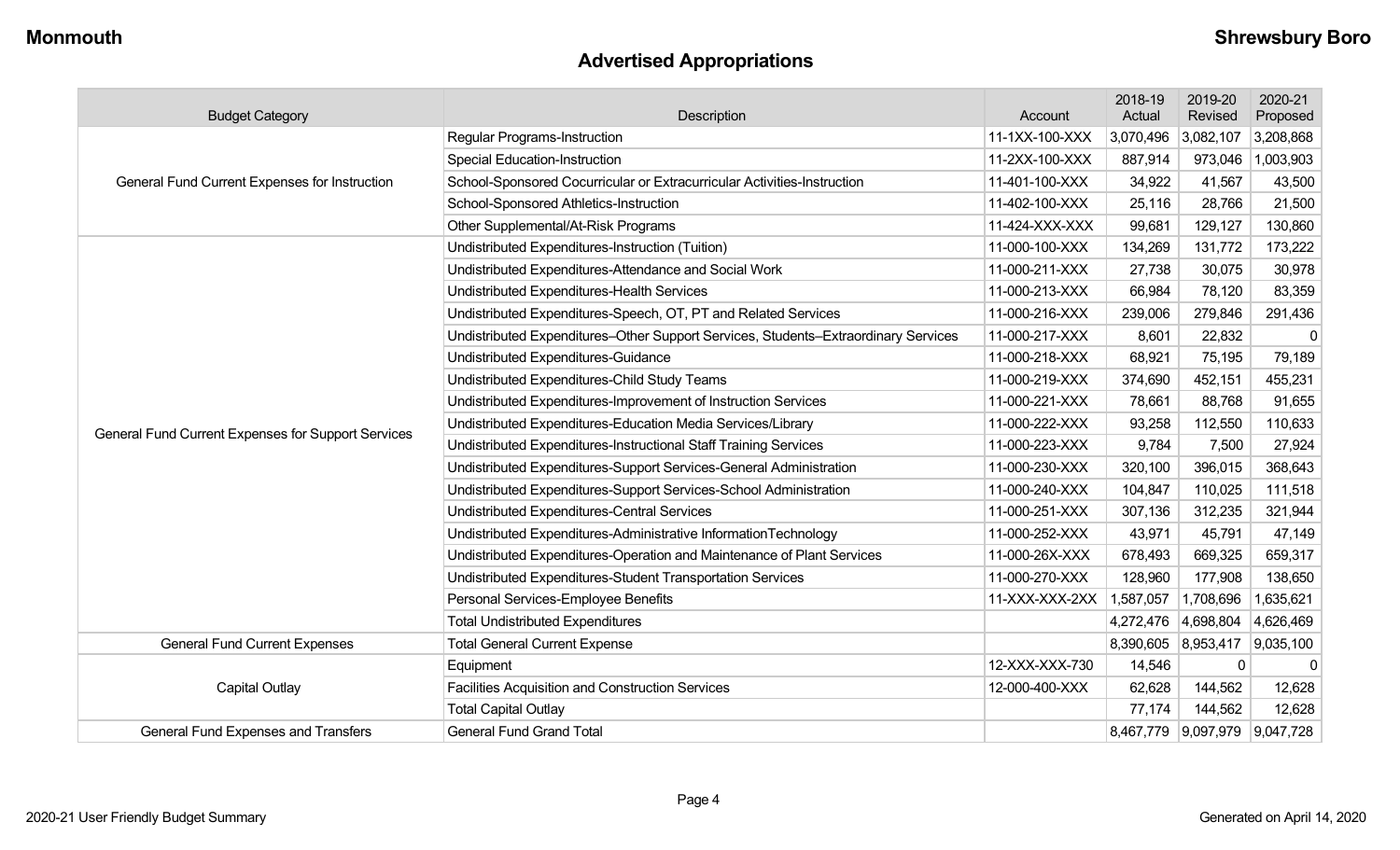## Advertised Appropriations

| Budget Category | Description | Account | 2018-19 Actual | 2019-20 Revised | 2020-21 Proposed |
|---|---|---|---|---|---|
| General Fund Current Expenses for Instruction | Regular Programs-Instruction | 11-1XX-100-XXX | 3,070,496 | 3,082,107 | 3,208,868 |
| | Special Education-Instruction | 11-2XX-100-XXX | 887,914 | 973,046 | 1,003,903 |
| | School-Sponsored Cocurricular or Extracurricular Activities-Instruction | 11-401-100-XXX | 34,922 | 41,567 | 43,500 |
| | School-Sponsored Athletics-Instruction | 11-402-100-XXX | 25,116 | 28,766 | 21,500 |
| | Other Supplemental/At-Risk Programs | 11-424-XXX-XXX | 99,681 | 129,127 | 130,860 |
| General Fund Current Expenses for Support Services | Undistributed Expenditures-Instruction (Tuition) | 11-000-100-XXX | 134,269 | 131,772 | 173,222 |
| | Undistributed Expenditures-Attendance and Social Work | 11-000-211-XXX | 27,738 | 30,075 | 30,978 |
| | Undistributed Expenditures-Health Services | 11-000-213-XXX | 66,984 | 78,120 | 83,359 |
| | Undistributed Expenditures-Speech, OT, PT and Related Services | 11-000-216-XXX | 239,006 | 279,846 | 291,436 |
| | Undistributed Expenditures–Other Support Services, Students–Extraordinary Services | 11-000-217-XXX | 8,601 | 22,832 | 0 |
| | Undistributed Expenditures-Guidance | 11-000-218-XXX | 68,921 | 75,195 | 79,189 |
| | Undistributed Expenditures-Child Study Teams | 11-000-219-XXX | 374,690 | 452,151 | 455,231 |
| | Undistributed Expenditures-Improvement of Instruction Services | 11-000-221-XXX | 78,661 | 88,768 | 91,655 |
| | Undistributed Expenditures-Education Media Services/Library | 11-000-222-XXX | 93,258 | 112,550 | 110,633 |
| | Undistributed Expenditures-Instructional Staff Training Services | 11-000-223-XXX | 9,784 | 7,500 | 27,924 |
| | Undistributed Expenditures-Support Services-General Administration | 11-000-230-XXX | 320,100 | 396,015 | 368,643 |
| | Undistributed Expenditures-Support Services-School Administration | 11-000-240-XXX | 104,847 | 110,025 | 111,518 |
| | Undistributed Expenditures-Central Services | 11-000-251-XXX | 307,136 | 312,235 | 321,944 |
| | Undistributed Expenditures-Administrative InformationTechnology | 11-000-252-XXX | 43,971 | 45,791 | 47,149 |
| | Undistributed Expenditures-Operation and Maintenance of Plant Services | 11-000-26X-XXX | 678,493 | 669,325 | 659,317 |
| | Undistributed Expenditures-Student Transportation Services | 11-000-270-XXX | 128,960 | 177,908 | 138,650 |
| | Personal Services-Employee Benefits | 11-XXX-XXX-2XX | 1,587,057 | 1,708,696 | 1,635,621 |
| | Total Undistributed Expenditures | | 4,272,476 | 4,698,804 | 4,626,469 |
| General Fund Current Expenses | Total General Current Expense | | 8,390,605 | 8,953,417 | 9,035,100 |
| Capital Outlay | Equipment | 12-XXX-XXX-730 | 14,546 | 0 | 0 |
| | Facilities Acquisition and Construction Services | 12-000-400-XXX | 62,628 | 144,562 | 12,628 |
| | Total Capital Outlay | | 77,174 | 144,562 | 12,628 |
| General Fund Expenses and Transfers | General Fund Grand Total | | 8,467,779 | 9,097,979 | 9,047,728 |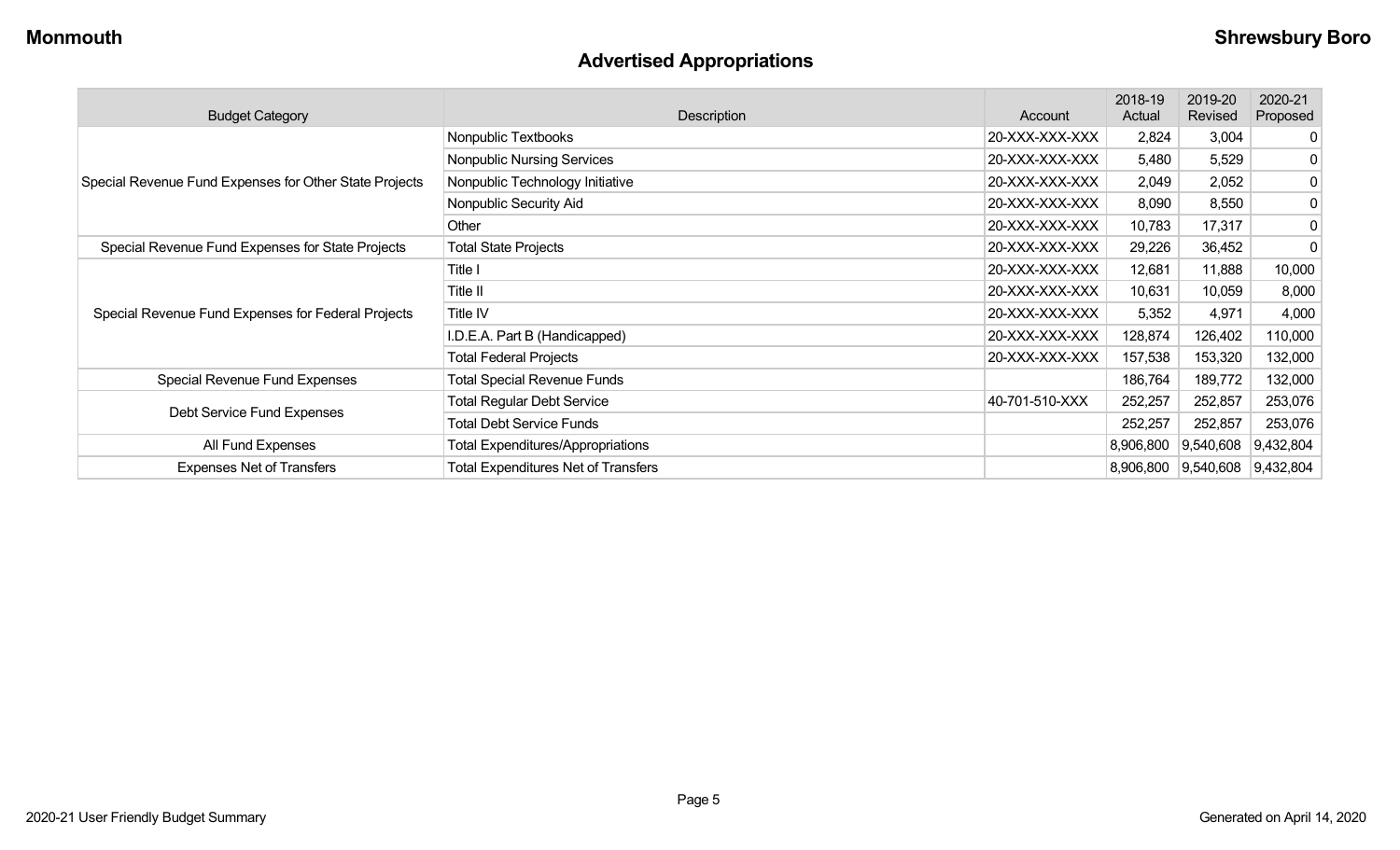## Advertised Appropriations

| Budget Category | Description | Account | 2018-19 Actual | 2019-20 Revised | 2020-21 Proposed |
|---|---|---|---|---|---|
| Special Revenue Fund Expenses for Other State Projects | Nonpublic Textbooks | 20-XXX-XXX-XXX | 2,824 | 3,004 | 0 |
| | Nonpublic Nursing Services | 20-XXX-XXX-XXX | 5,480 | 5,529 | 0 |
| | Nonpublic Technology Initiative | 20-XXX-XXX-XXX | 2,049 | 2,052 | 0 |
| | Nonpublic Security Aid | 20-XXX-XXX-XXX | 8,090 | 8,550 | 0 |
| | Other | 20-XXX-XXX-XXX | 10,783 | 17,317 | 0 |
| Special Revenue Fund Expenses for State Projects | Total State Projects | 20-XXX-XXX-XXX | 29,226 | 36,452 | 0 |
| Special Revenue Fund Expenses for Federal Projects | Title I | 20-XXX-XXX-XXX | 12,681 | 11,888 | 10,000 |
| | Title II | 20-XXX-XXX-XXX | 10,631 | 10,059 | 8,000 |
| | Title IV | 20-XXX-XXX-XXX | 5,352 | 4,971 | 4,000 |
| | I.D.E.A. Part B (Handicapped) | 20-XXX-XXX-XXX | 128,874 | 126,402 | 110,000 |
| | Total Federal Projects | 20-XXX-XXX-XXX | 157,538 | 153,320 | 132,000 |
| Special Revenue Fund Expenses | Total Special Revenue Funds | | 186,764 | 189,772 | 132,000 |
| Debt Service Fund Expenses | Total Regular Debt Service | 40-701-510-XXX | 252,257 | 252,857 | 253,076 |
| | Total Debt Service Funds | | 252,257 | 252,857 | 253,076 |
| All Fund Expenses | Total Expenditures/Appropriations | | 8,906,800 | 9,540,608 | 9,432,804 |
| Expenses Net of Transfers | Total Expenditures Net of Transfers | | 8,906,800 | 9,540,608 | 9,432,804 |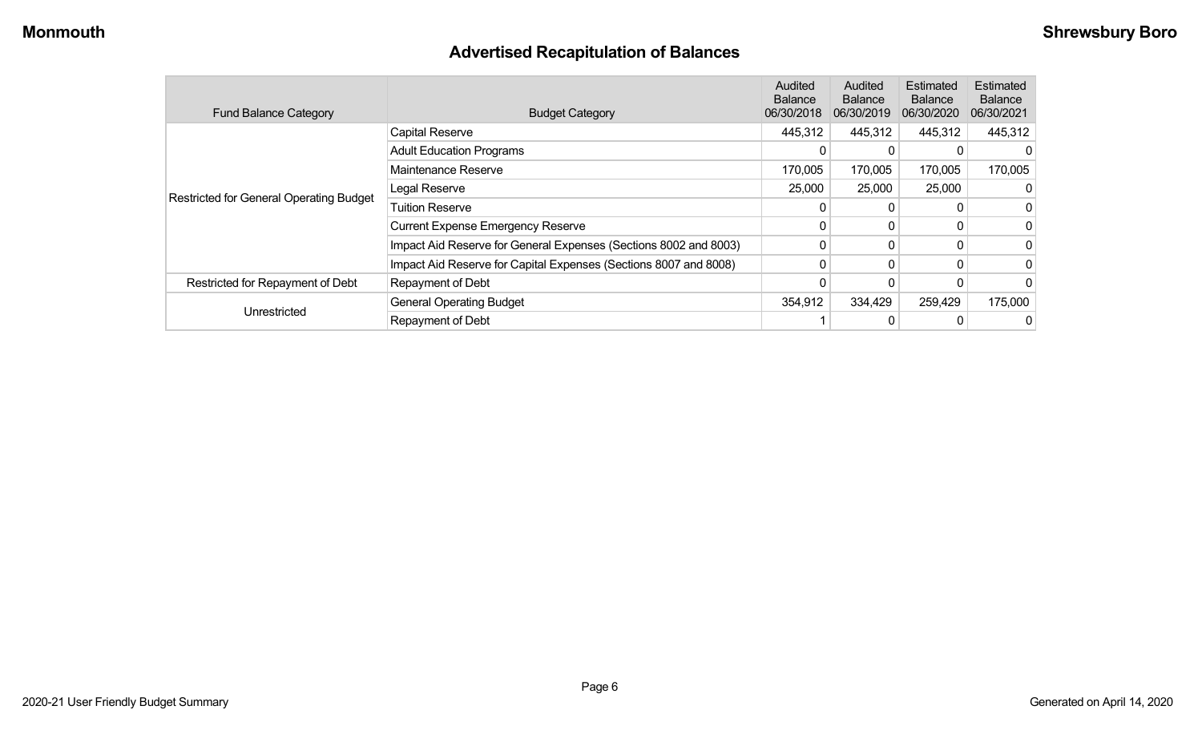# Advertised Recapitulation of Balances

| Fund Balance Category | Budget Category | Audited Balance 06/30/2018 | Audited Balance 06/30/2019 | Estimated Balance 06/30/2020 | Estimated Balance 06/30/2021 |
|---|---|---|---|---|---|
| Restricted for General Operating Budget | Capital Reserve | 445,312 | 445,312 | 445,312 | 445,312 |
| | Adult Education Programs | 0 | 0 | 0 | 0 |
| | Maintenance Reserve | 170,005 | 170,005 | 170,005 | 170,005 |
| | Legal Reserve | 25,000 | 25,000 | 25,000 | 0 |
| | Tuition Reserve | 0 | 0 | 0 | 0 |
| | Current Expense Emergency Reserve | 0 | 0 | 0 | 0 |
| | Impact Aid Reserve for General Expenses (Sections 8002 and 8003) | 0 | 0 | 0 | 0 |
| | Impact Aid Reserve for Capital Expenses (Sections 8007 and 8008) | 0 | 0 | 0 | 0 |
| Restricted for Repayment of Debt | Repayment of Debt | 0 | 0 | 0 | 0 |
| Unrestricted | General Operating Budget | 354,912 | 334,429 | 259,429 | 175,000 |
| | Repayment of Debt | 1 | 0 | 0 | 0 |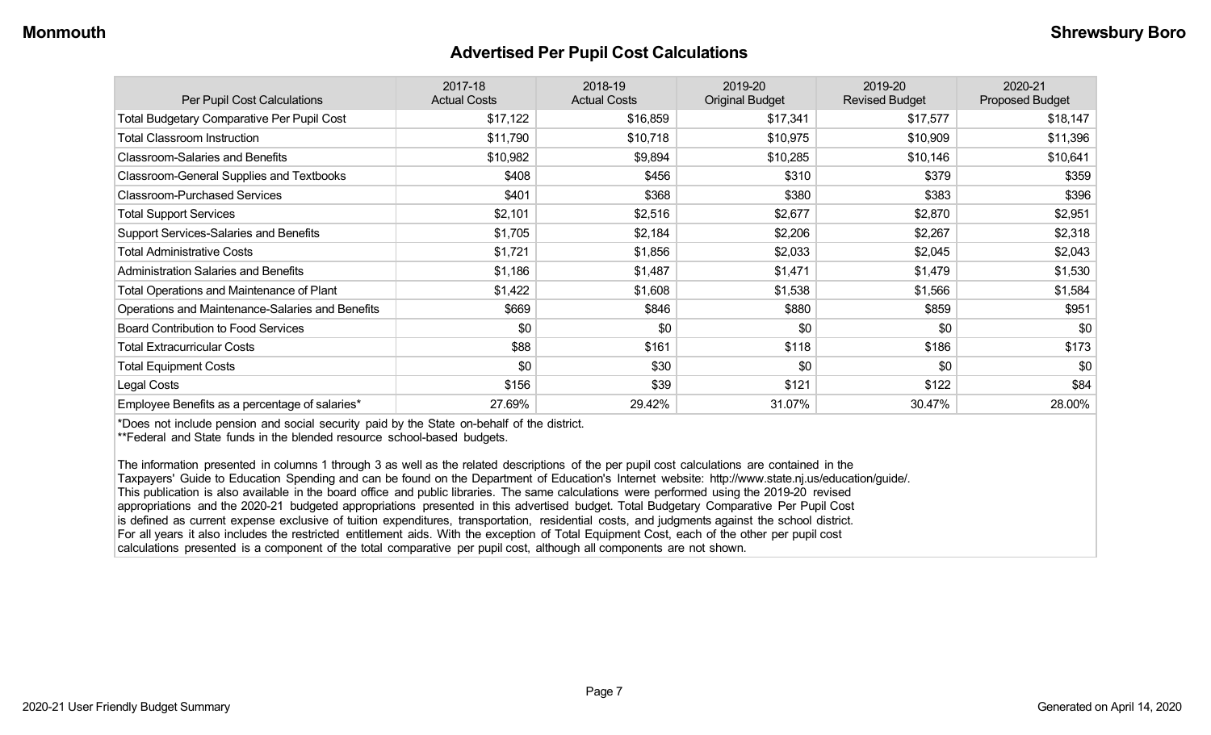## Advertised Per Pupil Cost Calculations

| Per Pupil Cost Calculations | 2017-18 Actual Costs | 2018-19 Actual Costs | 2019-20 Original Budget | 2019-20 Revised Budget | 2020-21 Proposed Budget |
|---|---|---|---|---|---|
| Total Budgetary Comparative Per Pupil Cost | $17,122 | $16,859 | $17,341 | $17,577 | $18,147 |
| Total Classroom Instruction | $11,790 | $10,718 | $10,975 | $10,909 | $11,396 |
| Classroom-Salaries and Benefits | $10,982 | $9,894 | $10,285 | $10,146 | $10,641 |
| Classroom-General Supplies and Textbooks | $408 | $456 | $310 | $379 | $359 |
| Classroom-Purchased Services | $401 | $368 | $380 | $383 | $396 |
| Total Support Services | $2,101 | $2,516 | $2,677 | $2,870 | $2,951 |
| Support Services-Salaries and Benefits | $1,705 | $2,184 | $2,206 | $2,267 | $2,318 |
| Total Administrative Costs | $1,721 | $1,856 | $2,033 | $2,045 | $2,043 |
| Administration Salaries and Benefits | $1,186 | $1,487 | $1,471 | $1,479 | $1,530 |
| Total Operations and Maintenance of Plant | $1,422 | $1,608 | $1,538 | $1,566 | $1,584 |
| Operations and Maintenance-Salaries and Benefits | $669 | $846 | $880 | $859 | $951 |
| Board Contribution to Food Services | $0 | $0 | $0 | $0 | $0 |
| Total Extracurricular Costs | $88 | $161 | $118 | $186 | $173 |
| Total Equipment Costs | $0 | $30 | $0 | $0 | $0 |
| Legal Costs | $156 | $39 | $121 | $122 | $84 |
| Employee Benefits as a percentage of salaries* | 27.69% | 29.42% | 31.07% | 30.47% | 28.00% |

*Does not include pension and social security paid by the State on-behalf of the district.
**Federal and State funds in the blended resource school-based budgets.

The information presented in columns 1 through 3 as well as the related descriptions of the per pupil cost calculations are contained in the Taxpayers' Guide to Education Spending and can be found on the Department of Education's Internet website: http://www.state.nj.us/education/guide/. This publication is also available in the board office and public libraries. The same calculations were performed using the 2019-20 revised appropriations and the 2020-21 budgeted appropriations presented in this advertised budget. Total Budgetary Comparative Per Pupil Cost is defined as current expense exclusive of tuition expenditures, transportation, residential costs, and judgments against the school district. For all years it also includes the restricted entitlement aids. With the exception of Total Equipment Cost, each of the other per pupil cost calculations presented is a component of the total comparative per pupil cost, although all components are not shown.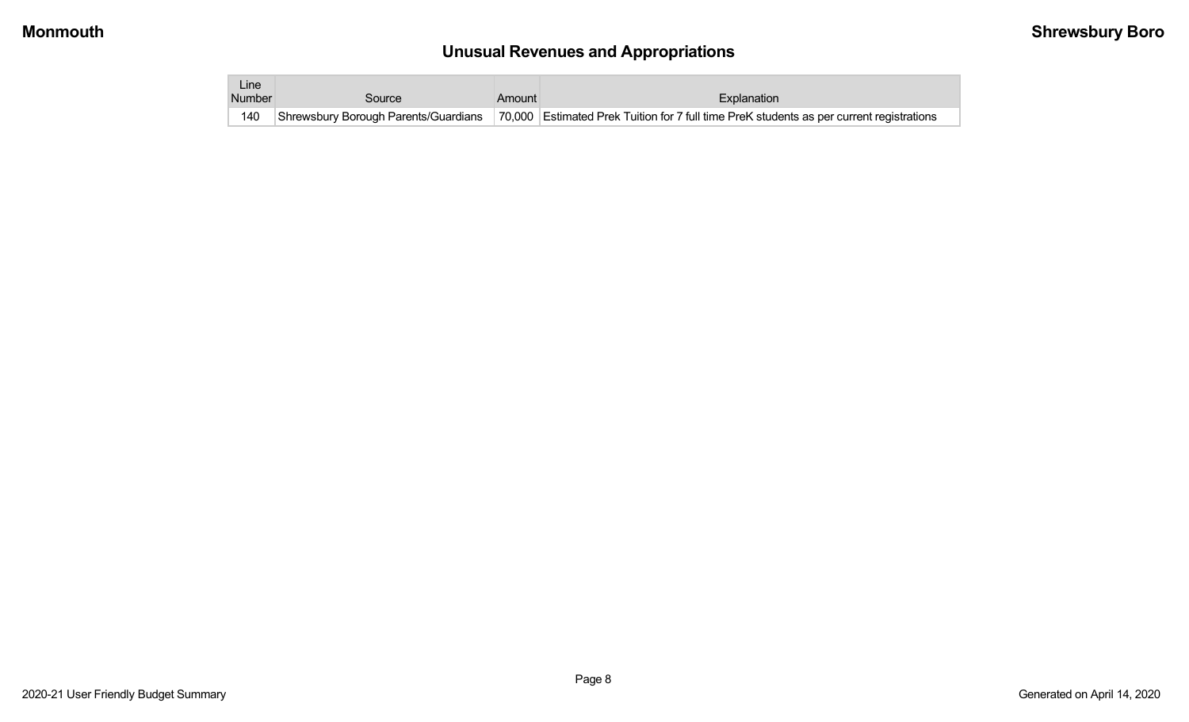## Unusual Revenues and Appropriations

| Line Number | Source | Amount | Explanation |
|---|---|---|---|
| 140 | Shrewsbury Borough Parents/Guardians | 70,000 | Estimated Prek Tuition for 7 full time PreK students as per current registrations |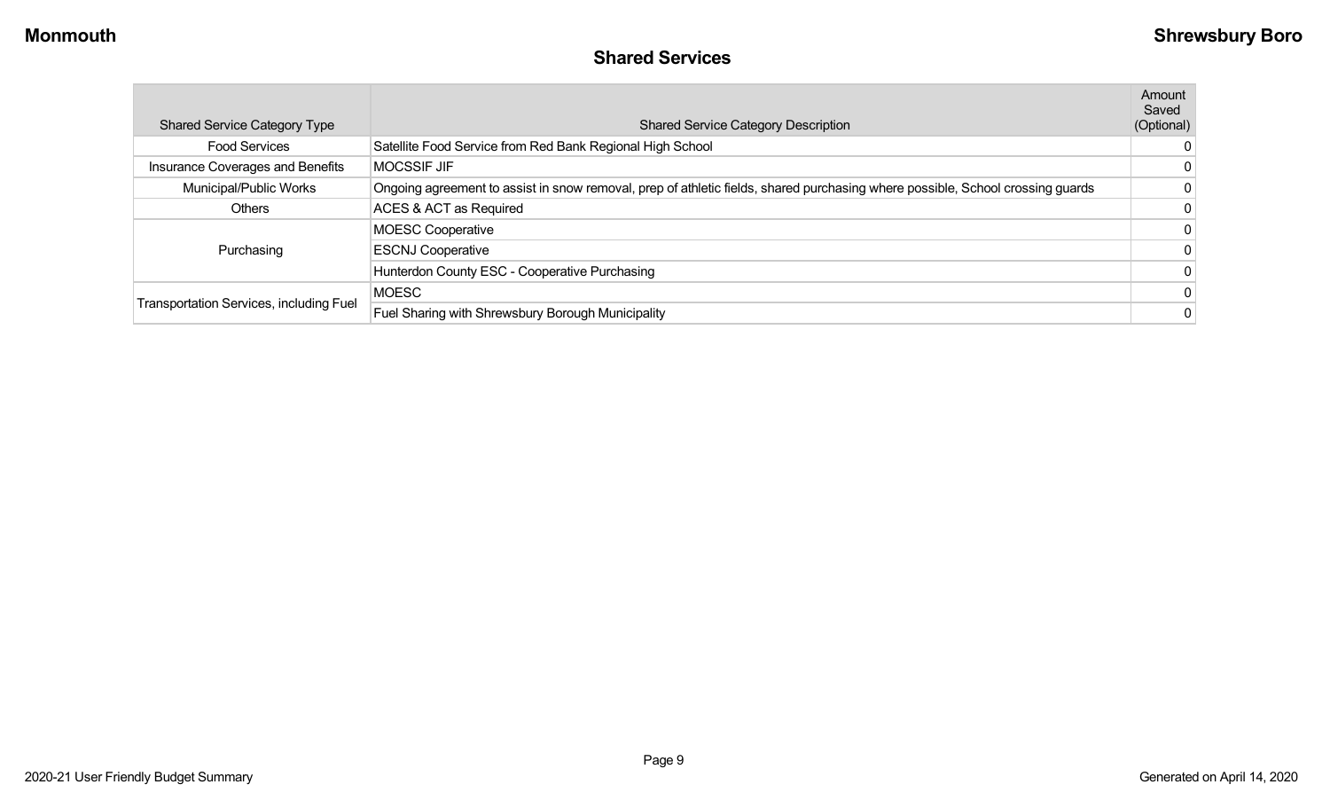## Shared Services

| Shared Service Category Type | Shared Service Category Description | Amount Saved (Optional) |
|---|---|---|
| Food Services | Satellite Food Service from Red Bank Regional High School | 0 |
| Insurance Coverages and Benefits | MOCSSIF JIF | 0 |
| Municipal/Public Works | Ongoing agreement to assist in snow removal, prep of athletic fields, shared purchasing where possible, School crossing guards | 0 |
| Others | ACES & ACT as Required | 0 |
| Purchasing | MOESC Cooperative | 0 |
| | ESCNJ Cooperative | 0 |
| | Hunterdon County ESC - Cooperative Purchasing | 0 |
| Transportation Services, including Fuel | MOESC | 0 |
| | Fuel Sharing with Shrewsbury Borough Municipality | 0 |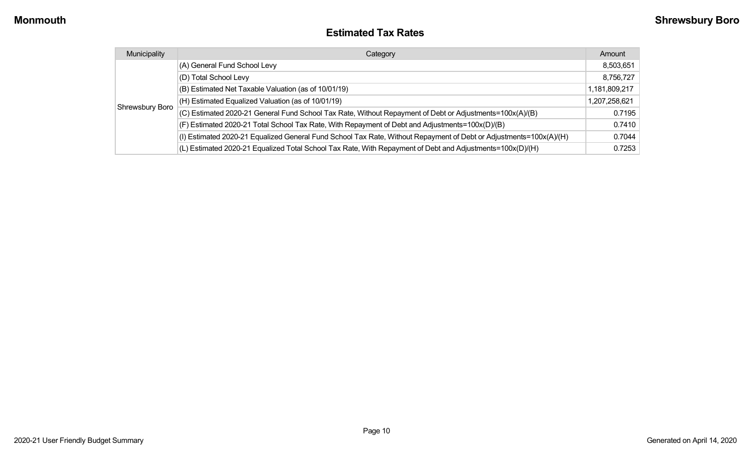## Estimated Tax Rates

| Municipality | Category | Amount |
|---|---|---|
| Shrewsbury Boro | (A) General Fund School Levy | 8,503,651 |
| | (D) Total School Levy | 8,756,727 |
| | (B) Estimated Net Taxable Valuation (as of 10/01/19) | 1,181,809,217 |
| | (H) Estimated Equalized Valuation (as of 10/01/19) | 1,207,258,621 |
| | (C) Estimated 2020-21 General Fund School Tax Rate, Without Repayment of Debt or Adjustments=100x(A)/(B) | 0.7195 |
| | (F) Estimated 2020-21 Total School Tax Rate, With Repayment of Debt and Adjustments=100x(D)/(B) | 0.7410 |
| | (I) Estimated 2020-21 Equalized General Fund School Tax Rate, Without Repayment of Debt or Adjustments=100x(A)/(H) | 0.7044 |
| | (L) Estimated 2020-21 Equalized Total School Tax Rate, With Repayment of Debt and Adjustments=100x(D)/(H) | 0.7253 |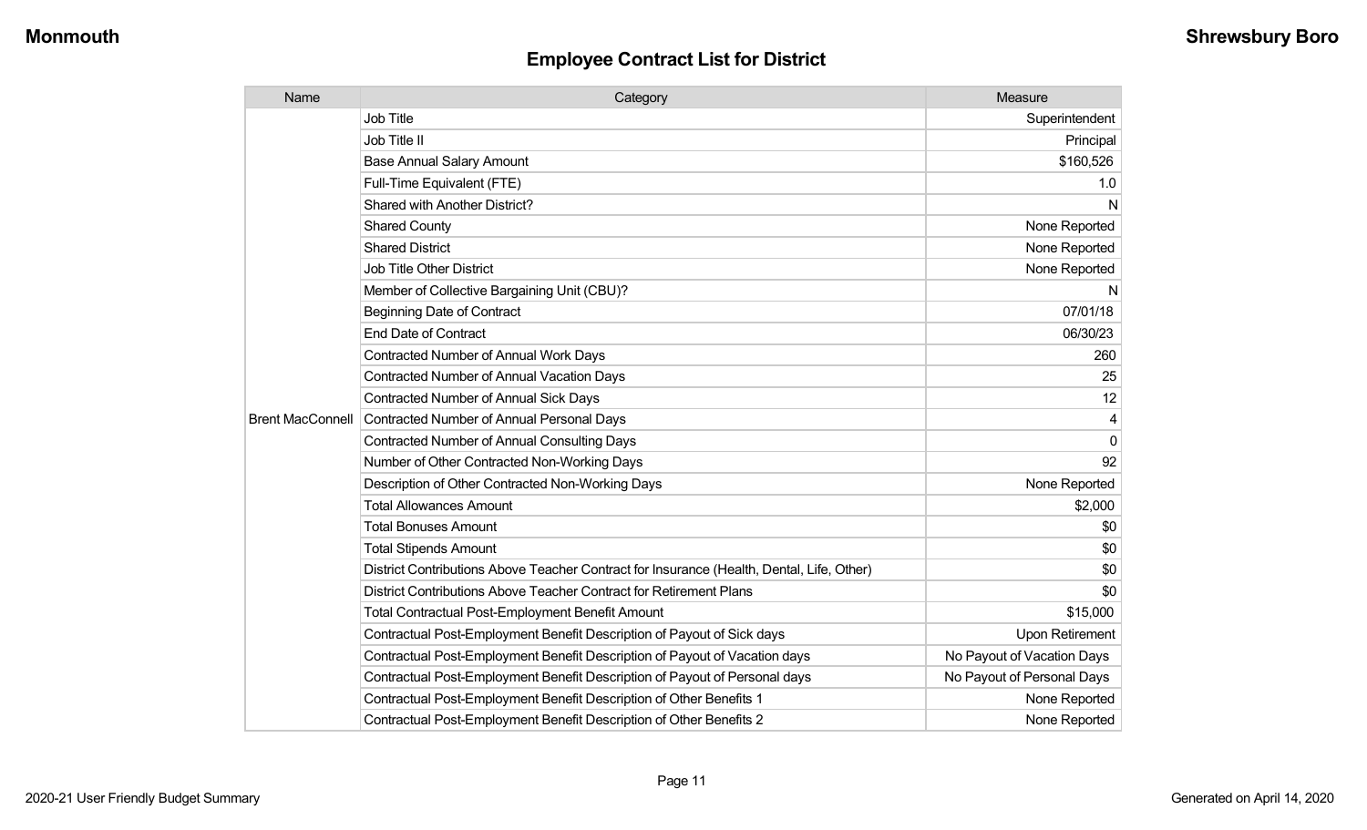## Employee Contract List for District

| Name | Category | Measure |
| --- | --- | --- |
| Brent MacConnell | Job Title | Superintendent |
| | Job Title II | Principal |
| | Base Annual Salary Amount | $160,526 |
| | Full-Time Equivalent (FTE) | 1.0 |
| | Shared with Another District? | N |
| | Shared County | None Reported |
| | Shared District | None Reported |
| | Job Title Other District | None Reported |
| | Member of Collective Bargaining Unit (CBU)? | N |
| | Beginning Date of Contract | 07/01/18 |
| | End Date of Contract | 06/30/23 |
| | Contracted Number of Annual Work Days | 260 |
| | Contracted Number of Annual Vacation Days | 25 |
| | Contracted Number of Annual Sick Days | 12 |
| | Contracted Number of Annual Personal Days | 4 |
| | Contracted Number of Annual Consulting Days | 0 |
| | Number of Other Contracted Non-Working Days | 92 |
| | Description of Other Contracted Non-Working Days | None Reported |
| | Total Allowances Amount | $2,000 |
| | Total Bonuses Amount | $0 |
| | Total Stipends Amount | $0 |
| | District Contributions Above Teacher Contract for Insurance (Health, Dental, Life, Other) | $0 |
| | District Contributions Above Teacher Contract for Retirement Plans | $0 |
| | Total Contractual Post-Employment Benefit Amount | $15,000 |
| | Contractual Post-Employment Benefit Description of Payout of Sick days | Upon Retirement |
| | Contractual Post-Employment Benefit Description of Payout of Vacation days | No Payout of Vacation Days |
| | Contractual Post-Employment Benefit Description of Payout of Personal days | No Payout of Personal Days |
| | Contractual Post-Employment Benefit Description of Other Benefits 1 | None Reported |
| | Contractual Post-Employment Benefit Description of Other Benefits 2 | None Reported |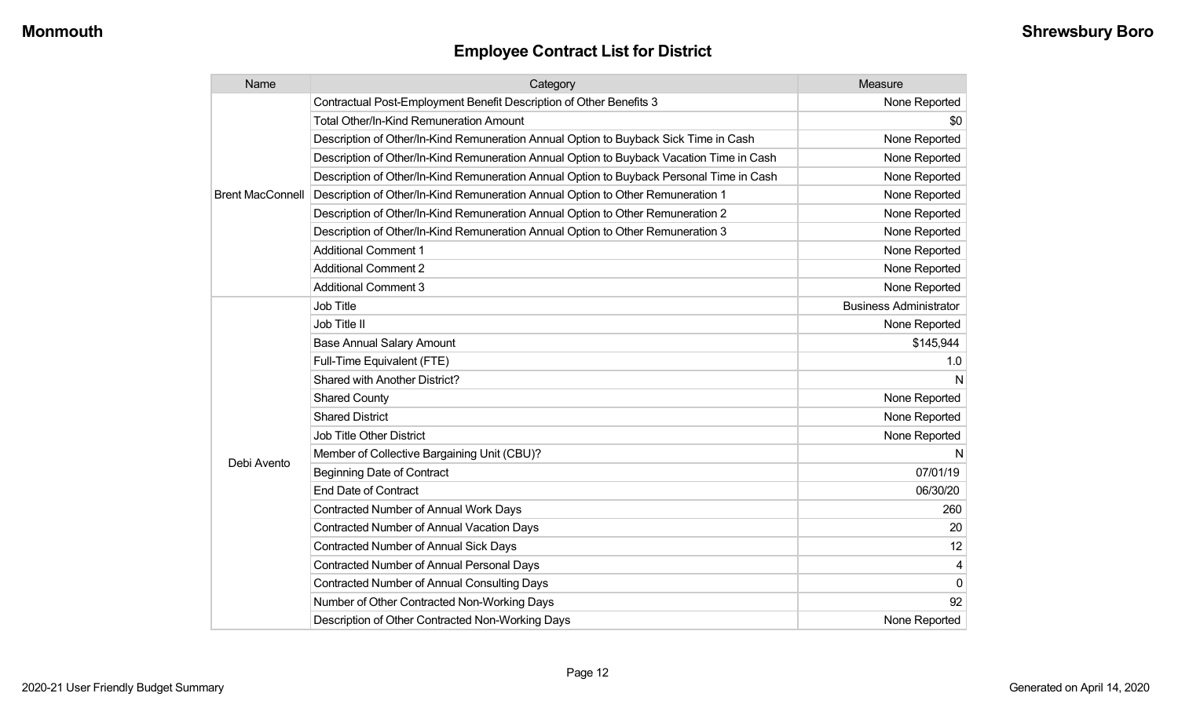## Employee Contract List for District

| Name | Category | Measure |
|---|---|---|
| Brent MacConnell | Contractual Post-Employment Benefit Description of Other Benefits 3 | None Reported |
| | Total Other/In-Kind Remuneration Amount | $0 |
| | Description of Other/In-Kind Remuneration Annual Option to Buyback Sick Time in Cash | None Reported |
| | Description of Other/In-Kind Remuneration Annual Option to Buyback Vacation Time in Cash | None Reported |
| | Description of Other/In-Kind Remuneration Annual Option to Buyback Personal Time in Cash | None Reported |
| | Description of Other/In-Kind Remuneration Annual Option to Other Remuneration 1 | None Reported |
| | Description of Other/In-Kind Remuneration Annual Option to Other Remuneration 2 | None Reported |
| | Description of Other/In-Kind Remuneration Annual Option to Other Remuneration 3 | None Reported |
| | Additional Comment 1 | None Reported |
| | Additional Comment 2 | None Reported |
| | Additional Comment 3 | None Reported |
| Debi Avento | Job Title | Business Administrator |
| | Job Title II | None Reported |
| | Base Annual Salary Amount | $145,944 |
| | Full-Time Equivalent (FTE) | 1.0 |
| | Shared with Another District? | N |
| | Shared County | None Reported |
| | Shared District | None Reported |
| | Job Title Other District | None Reported |
| | Member of Collective Bargaining Unit (CBU)? | N |
| | Beginning Date of Contract | 07/01/19 |
| | End Date of Contract | 06/30/20 |
| | Contracted Number of Annual Work Days | 260 |
| | Contracted Number of Annual Vacation Days | 20 |
| | Contracted Number of Annual Sick Days | 12 |
| | Contracted Number of Annual Personal Days | 4 |
| | Contracted Number of Annual Consulting Days | 0 |
| | Number of Other Contracted Non-Working Days | 92 |
| | Description of Other Contracted Non-Working Days | None Reported |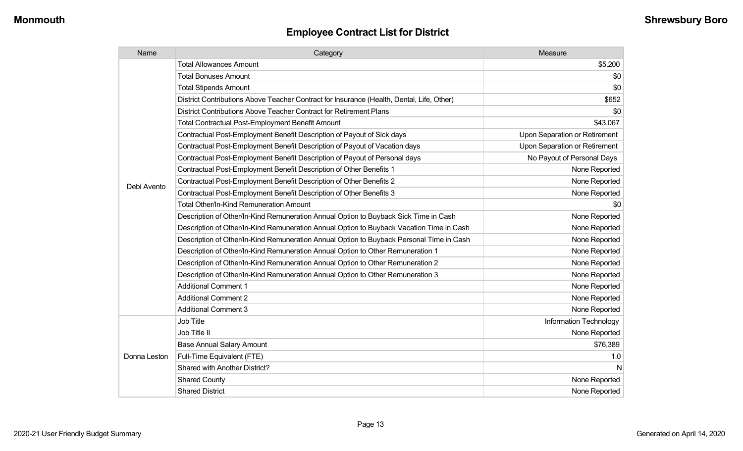## Employee Contract List for District

| Name | Category | Measure |
| --- | --- | --- |
| Debi Avento | Total Allowances Amount | $5,200 |
| | Total Bonuses Amount | $0 |
| | Total Stipends Amount | $0 |
| | District Contributions Above Teacher Contract for Insurance (Health, Dental, Life, Other) | $652 |
| | District Contributions Above Teacher Contract for Retirement Plans | $0 |
| | Total Contractual Post-Employment Benefit Amount | $43,067 |
| | Contractual Post-Employment Benefit Description of Payout of Sick days | Upon Separation or Retirement |
| | Contractual Post-Employment Benefit Description of Payout of Vacation days | Upon Separation or Retirement |
| | Contractual Post-Employment Benefit Description of Payout of Personal days | No Payout of Personal Days |
| | Contractual Post-Employment Benefit Description of Other Benefits 1 | None Reported |
| | Contractual Post-Employment Benefit Description of Other Benefits 2 | None Reported |
| | Contractual Post-Employment Benefit Description of Other Benefits 3 | None Reported |
| | Total Other/In-Kind Remuneration Amount | $0 |
| | Description of Other/In-Kind Remuneration Annual Option to Buyback Sick Time in Cash | None Reported |
| | Description of Other/In-Kind Remuneration Annual Option to Buyback Vacation Time in Cash | None Reported |
| | Description of Other/In-Kind Remuneration Annual Option to Buyback Personal Time in Cash | None Reported |
| | Description of Other/In-Kind Remuneration Annual Option to Other Remuneration 1 | None Reported |
| | Description of Other/In-Kind Remuneration Annual Option to Other Remuneration 2 | None Reported |
| | Description of Other/In-Kind Remuneration Annual Option to Other Remuneration 3 | None Reported |
| | Additional Comment 1 | None Reported |
| | Additional Comment 2 | None Reported |
| | Additional Comment 3 | None Reported |
| Donna Leston | Job Title | Information Technology |
| | Job Title II | None Reported |
| | Base Annual Salary Amount | $76,389 |
| | Full-Time Equivalent (FTE) | 1.0 |
| | Shared with Another District? | N |
| | Shared County | None Reported |
| | Shared District | None Reported |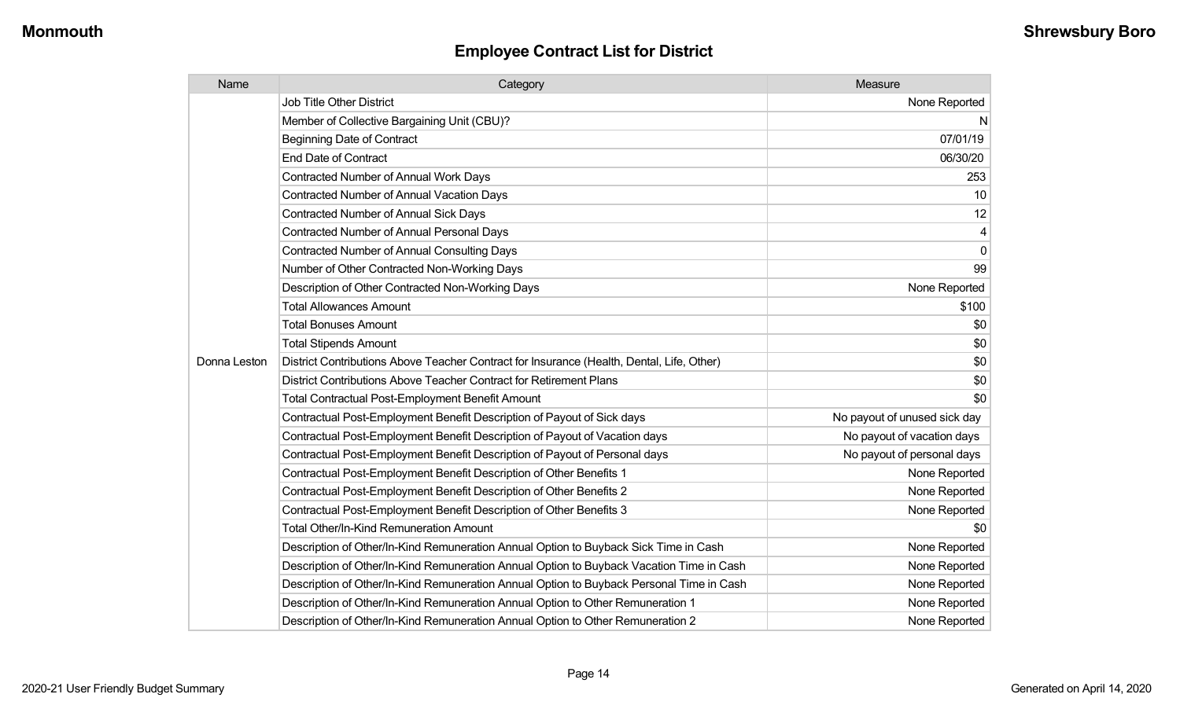## Employee Contract List for District

| Name | Category | Measure |
|---|---|---|
| Donna Leston | Job Title Other District | None Reported |
| | Member of Collective Bargaining Unit (CBU)? | N |
| | Beginning Date of Contract | 07/01/19 |
| | End Date of Contract | 06/30/20 |
| | Contracted Number of Annual Work Days | 253 |
| | Contracted Number of Annual Vacation Days | 10 |
| | Contracted Number of Annual Sick Days | 12 |
| | Contracted Number of Annual Personal Days | 4 |
| | Contracted Number of Annual Consulting Days | 0 |
| | Number of Other Contracted Non-Working Days | 99 |
| | Description of Other Contracted Non-Working Days | None Reported |
| | Total Allowances Amount | $100 |
| | Total Bonuses Amount | $0 |
| | Total Stipends Amount | $0 |
| | District Contributions Above Teacher Contract for Insurance (Health, Dental, Life, Other) | $0 |
| | District Contributions Above Teacher Contract for Retirement Plans | $0 |
| | Total Contractual Post-Employment Benefit Amount | $0 |
| | Contractual Post-Employment Benefit Description of Payout of Sick days | No payout of unused sick day |
| | Contractual Post-Employment Benefit Description of Payout of Vacation days | No payout of vacation days |
| | Contractual Post-Employment Benefit Description of Payout of Personal days | No payout of personal days |
| | Contractual Post-Employment Benefit Description of Other Benefits 1 | None Reported |
| | Contractual Post-Employment Benefit Description of Other Benefits 2 | None Reported |
| | Contractual Post-Employment Benefit Description of Other Benefits 3 | None Reported |
| | Total Other/In-Kind Remuneration Amount | $0 |
| | Description of Other/In-Kind Remuneration Annual Option to Buyback Sick Time in Cash | None Reported |
| | Description of Other/In-Kind Remuneration Annual Option to Buyback Vacation Time in Cash | None Reported |
| | Description of Other/In-Kind Remuneration Annual Option to Buyback Personal Time in Cash | None Reported |
| | Description of Other/In-Kind Remuneration Annual Option to Other Remuneration 1 | None Reported |
| | Description of Other/In-Kind Remuneration Annual Option to Other Remuneration 2 | None Reported |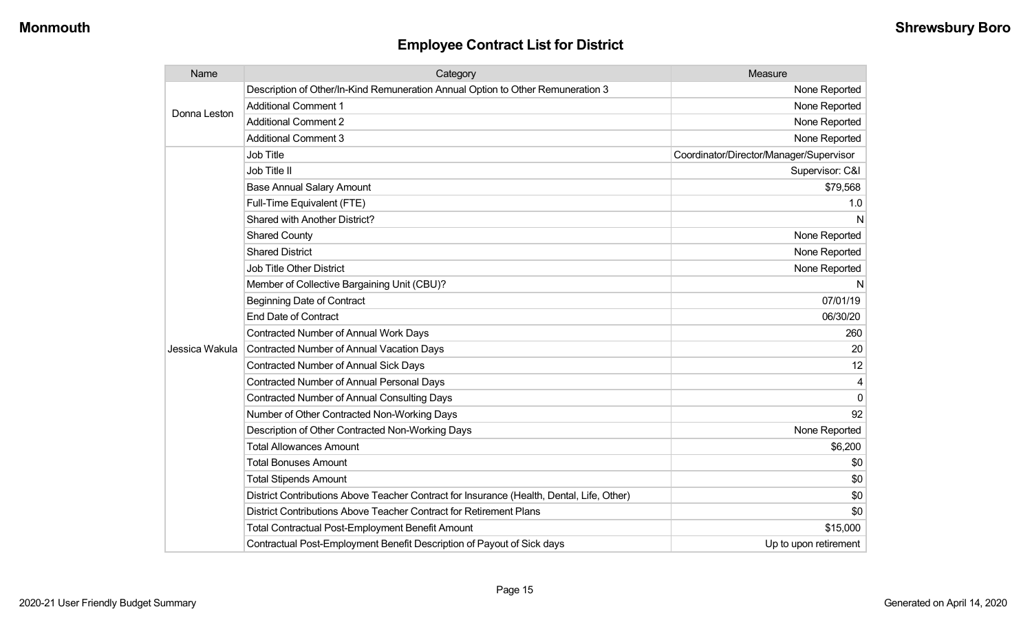## Employee Contract List for District

| Name | Category | Measure |
| --- | --- | --- |
| Donna Leston | Description of Other/In-Kind Remuneration Annual Option to Other Remuneration 3 | None Reported |
| | Additional Comment 1 | None Reported |
| | Additional Comment 2 | None Reported |
| | Additional Comment 3 | None Reported |
| Jessica Wakula | Job Title | Coordinator/Director/Manager/Supervisor |
| | Job Title II | Supervisor: C&I |
| | Base Annual Salary Amount | $79,568 |
| | Full-Time Equivalent (FTE) | 1.0 |
| | Shared with Another District? | N |
| | Shared County | None Reported |
| | Shared District | None Reported |
| | Job Title Other District | None Reported |
| | Member of Collective Bargaining Unit (CBU)? | N |
| | Beginning Date of Contract | 07/01/19 |
| | End Date of Contract | 06/30/20 |
| | Contracted Number of Annual Work Days | 260 |
| | Contracted Number of Annual Vacation Days | 20 |
| | Contracted Number of Annual Sick Days | 12 |
| | Contracted Number of Annual Personal Days | 4 |
| | Contracted Number of Annual Consulting Days | 0 |
| | Number of Other Contracted Non-Working Days | 92 |
| | Description of Other Contracted Non-Working Days | None Reported |
| | Total Allowances Amount | $6,200 |
| | Total Bonuses Amount | $0 |
| | Total Stipends Amount | $0 |
| | District Contributions Above Teacher Contract for Insurance (Health, Dental, Life, Other) | $0 |
| | District Contributions Above Teacher Contract for Retirement Plans | $0 |
| | Total Contractual Post-Employment Benefit Amount | $15,000 |
| | Contractual Post-Employment Benefit Description of Payout of Sick days | Up to upon retirement |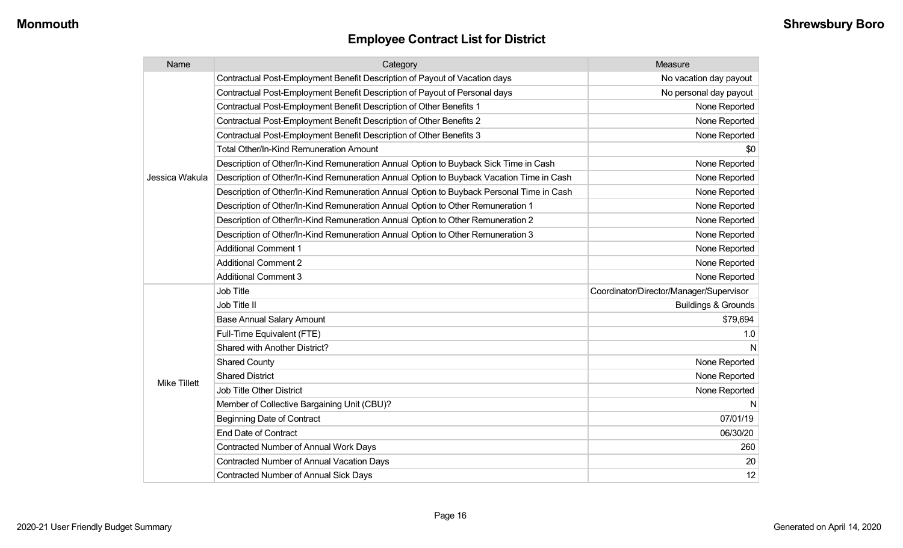## Employee Contract List for District

| Name | Category | Measure |
|---|---|---|
| Jessica Wakula | Contractual Post-Employment Benefit Description of Payout of Vacation days | No vacation day payout |
| | Contractual Post-Employment Benefit Description of Payout of Personal days | No personal day payout |
| | Contractual Post-Employment Benefit Description of Other Benefits 1 | None Reported |
| | Contractual Post-Employment Benefit Description of Other Benefits 2 | None Reported |
| | Contractual Post-Employment Benefit Description of Other Benefits 3 | None Reported |
| | Total Other/In-Kind Remuneration Amount | $0 |
| | Description of Other/In-Kind Remuneration Annual Option to Buyback Sick Time in Cash | None Reported |
| | Description of Other/In-Kind Remuneration Annual Option to Buyback Vacation Time in Cash | None Reported |
| | Description of Other/In-Kind Remuneration Annual Option to Buyback Personal Time in Cash | None Reported |
| | Description of Other/In-Kind Remuneration Annual Option to Other Remuneration 1 | None Reported |
| | Description of Other/In-Kind Remuneration Annual Option to Other Remuneration 2 | None Reported |
| | Description of Other/In-Kind Remuneration Annual Option to Other Remuneration 3 | None Reported |
| | Additional Comment 1 | None Reported |
| | Additional Comment 2 | None Reported |
| | Additional Comment 3 | None Reported |
| Mike Tillett | Job Title | Coordinator/Director/Manager/Supervisor |
| | Job Title II | Buildings & Grounds |
| | Base Annual Salary Amount | $79,694 |
| | Full-Time Equivalent (FTE) | 1.0 |
| | Shared with Another District? | N |
| | Shared County | None Reported |
| | Shared District | None Reported |
| | Job Title Other District | None Reported |
| | Member of Collective Bargaining Unit (CBU)? | N |
| | Beginning Date of Contract | 07/01/19 |
| | End Date of Contract | 06/30/20 |
| | Contracted Number of Annual Work Days | 260 |
| | Contracted Number of Annual Vacation Days | 20 |
| | Contracted Number of Annual Sick Days | 12 |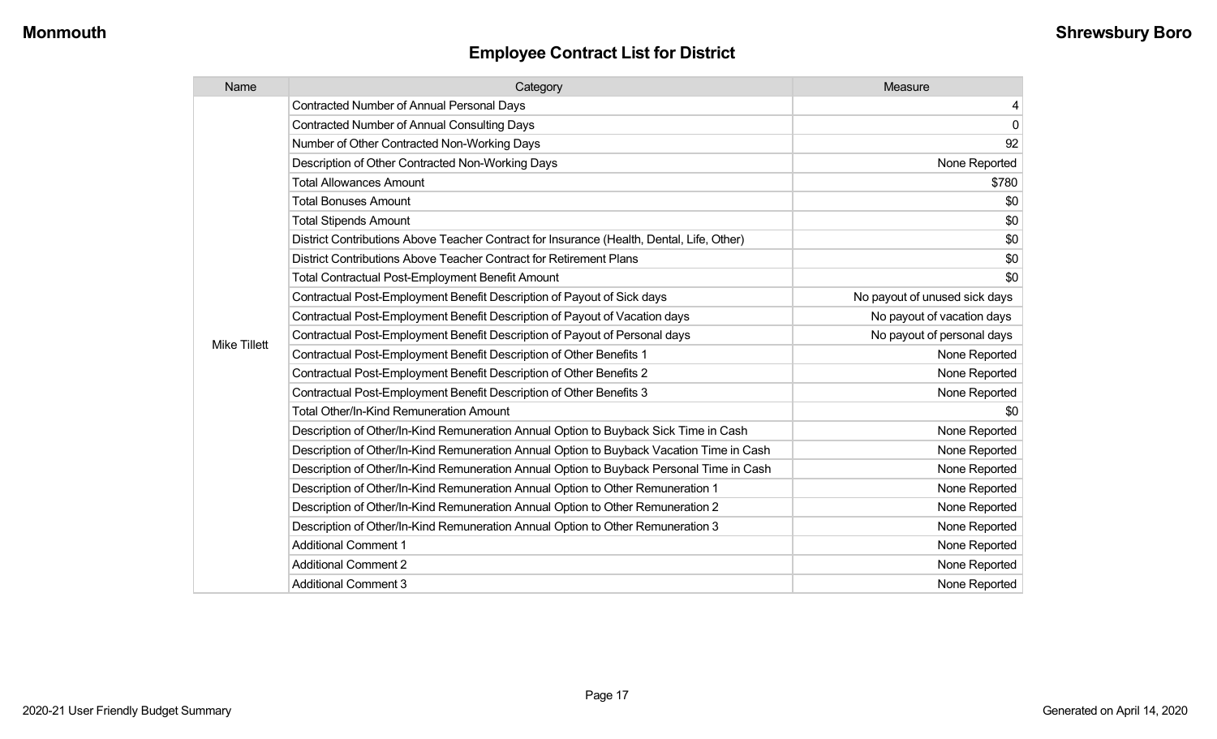## Employee Contract List for District

| Name | Category | Measure |
|---|---|---|
| Mike Tillett | Contracted Number of Annual Personal Days | 4 |
| | Contracted Number of Annual Consulting Days | 0 |
| | Number of Other Contracted Non-Working Days | 92 |
| | Description of Other Contracted Non-Working Days | None Reported |
| | Total Allowances Amount | $780 |
| | Total Bonuses Amount | $0 |
| | Total Stipends Amount | $0 |
| | District Contributions Above Teacher Contract for Insurance (Health, Dental, Life, Other) | $0 |
| | District Contributions Above Teacher Contract for Retirement Plans | $0 |
| | Total Contractual Post-Employment Benefit Amount | $0 |
| | Contractual Post-Employment Benefit Description of Payout of Sick days | No payout of unused sick days |
| | Contractual Post-Employment Benefit Description of Payout of Vacation days | No payout of vacation days |
| | Contractual Post-Employment Benefit Description of Payout of Personal days | No payout of personal days |
| | Contractual Post-Employment Benefit Description of Other Benefits 1 | None Reported |
| | Contractual Post-Employment Benefit Description of Other Benefits 2 | None Reported |
| | Contractual Post-Employment Benefit Description of Other Benefits 3 | None Reported |
| | Total Other/In-Kind Remuneration Amount | $0 |
| | Description of Other/In-Kind Remuneration Annual Option to Buyback Sick Time in Cash | None Reported |
| | Description of Other/In-Kind Remuneration Annual Option to Buyback Vacation Time in Cash | None Reported |
| | Description of Other/In-Kind Remuneration Annual Option to Buyback Personal Time in Cash | None Reported |
| | Description of Other/In-Kind Remuneration Annual Option to Other Remuneration 1 | None Reported |
| | Description of Other/In-Kind Remuneration Annual Option to Other Remuneration 2 | None Reported |
| | Description of Other/In-Kind Remuneration Annual Option to Other Remuneration 3 | None Reported |
| | Additional Comment 1 | None Reported |
| | Additional Comment 2 | None Reported |
| | Additional Comment 3 | None Reported |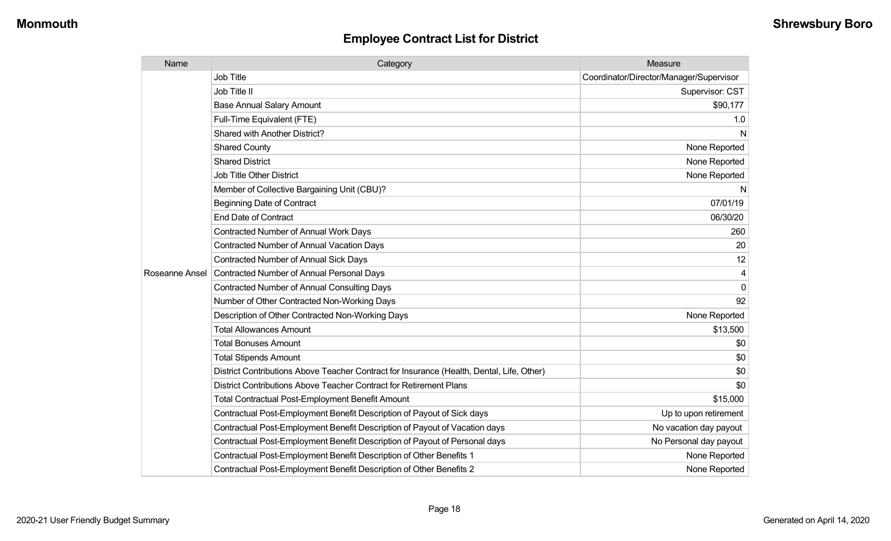## Employee Contract List for District

| Name | Category | Measure |
|---|---|---|
| Roseanne Ansel | Job Title | Coordinator/Director/Manager/Supervisor |
| | Job Title II | Supervisor: CST |
| | Base Annual Salary Amount | $90,177 |
| | Full-Time Equivalent (FTE) | 1.0 |
| | Shared with Another District? | N |
| | Shared County | None Reported |
| | Shared District | None Reported |
| | Job Title Other District | None Reported |
| | Member of Collective Bargaining Unit (CBU)? | N |
| | Beginning Date of Contract | 07/01/19 |
| | End Date of Contract | 06/30/20 |
| | Contracted Number of Annual Work Days | 260 |
| | Contracted Number of Annual Vacation Days | 20 |
| | Contracted Number of Annual Sick Days | 12 |
| | Contracted Number of Annual Personal Days | 4 |
| | Contracted Number of Annual Consulting Days | 0 |
| | Number of Other Contracted Non-Working Days | 92 |
| | Description of Other Contracted Non-Working Days | None Reported |
| | Total Allowances Amount | $13,500 |
| | Total Bonuses Amount | $0 |
| | Total Stipends Amount | $0 |
| | District Contributions Above Teacher Contract for Insurance (Health, Dental, Life, Other) | $0 |
| | District Contributions Above Teacher Contract for Retirement Plans | $0 |
| | Total Contractual Post-Employment Benefit Amount | $15,000 |
| | Contractual Post-Employment Benefit Description of Payout of Sick days | Up to upon retirement |
| | Contractual Post-Employment Benefit Description of Payout of Vacation days | No vacation day payout |
| | Contractual Post-Employment Benefit Description of Payout of Personal days | No Personal day payout |
| | Contractual Post-Employment Benefit Description of Other Benefits 1 | None Reported |
| | Contractual Post-Employment Benefit Description of Other Benefits 2 | None Reported |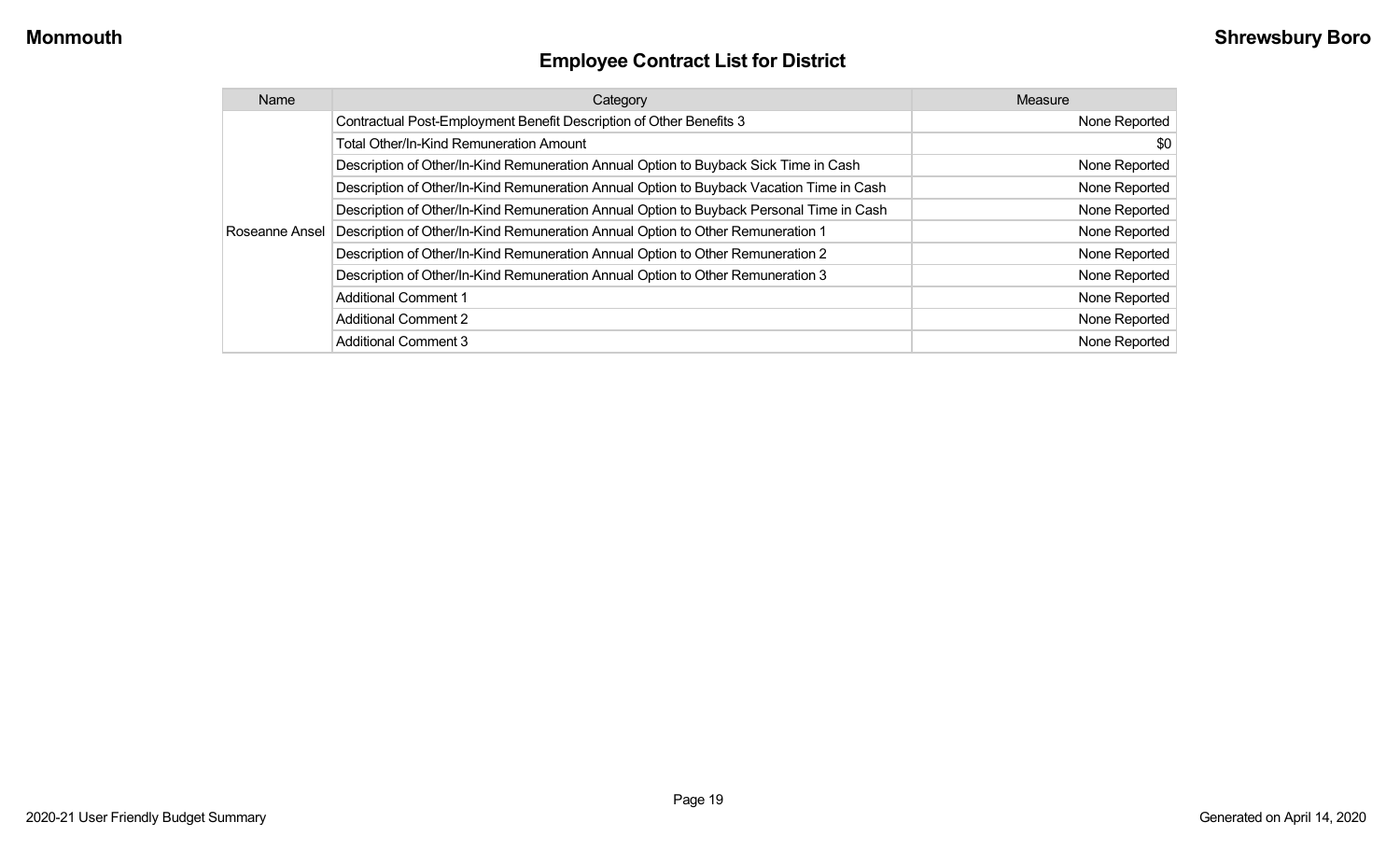## Employee Contract List for District

| Name | Category | Measure |
|---|---|---|
| Roseanne Ansel | Contractual Post-Employment Benefit Description of Other Benefits 3 | None Reported |
| | Total Other/In-Kind Remuneration Amount | $0 |
| | Description of Other/In-Kind Remuneration Annual Option to Buyback Sick Time in Cash | None Reported |
| | Description of Other/In-Kind Remuneration Annual Option to Buyback Vacation Time in Cash | None Reported |
| | Description of Other/In-Kind Remuneration Annual Option to Buyback Personal Time in Cash | None Reported |
| | Description of Other/In-Kind Remuneration Annual Option to Other Remuneration 1 | None Reported |
| | Description of Other/In-Kind Remuneration Annual Option to Other Remuneration 2 | None Reported |
| | Description of Other/In-Kind Remuneration Annual Option to Other Remuneration 3 | None Reported |
| | Additional Comment 1 | None Reported |
| | Additional Comment 2 | None Reported |
| | Additional Comment 3 | None Reported |